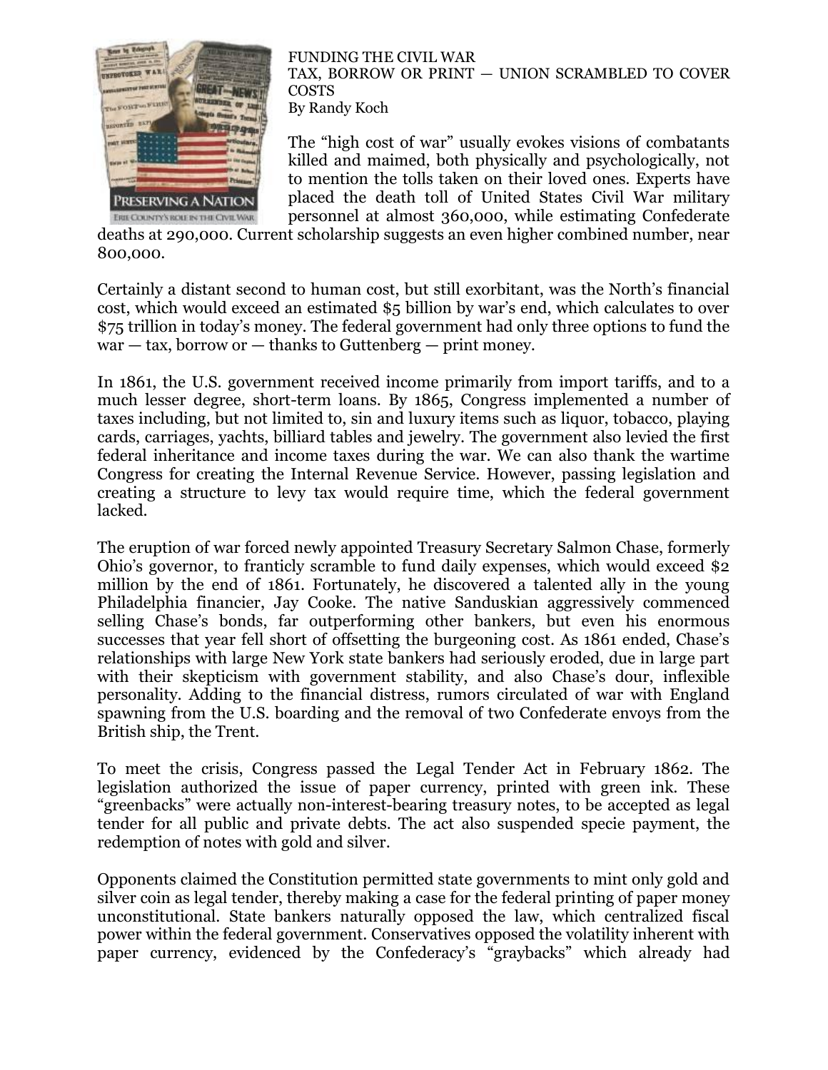# FUNDING THE CIVIL WAR

## TAX, BORROW OR PRINT — UNION SCRAMBLED TO COVER COSTS

By Randy Koch

The “high cost of war” usually evokes visions of combatants killed and maimed, both physically and psychologically, not to mention the tolls taken on their loved ones. Experts have placed the death toll of United States Civil War military personnel at almost 360,000, while estimating Confederate deaths at 290,000. Current scholarship suggests an even higher combined number, near 800,000.

Certainly a distant second to human cost, but still exorbitant, was the North’s financial cost, which would exceed an estimated $5 billion by war’s end, which calculates to over $75 trillion in today’s money. The federal government had only three options to fund the war — tax, borrow or — thanks to Guttenberg — print money.

In 1861, the U.S. government received income primarily from import tariffs, and to a much lesser degree, short-term loans. By 1865, Congress implemented a number of taxes including, but not limited to, sin and luxury items such as liquor, tobacco, playing cards, carriages, yachts, billiard tables and jewelry. The government also levied the first federal inheritance and income taxes during the war. We can also thank the wartime Congress for creating the Internal Revenue Service. However, passing legislation and creating a structure to levy tax would require time, which the federal government lacked.

The eruption of war forced newly appointed Treasury Secretary Salmon Chase, formerly Ohio’s governor, to franticly scramble to fund daily expenses, which would exceed $2 million by the end of 1861. Fortunately, he discovered a talented ally in the young Philadelphia financier, Jay Cooke. The native Sanduskian aggressively commenced selling Chase’s bonds, far outperforming other bankers, but even his enormous successes that year fell short of offsetting the burgeoning cost. As 1861 ended, Chase’s relationships with large New York state bankers had seriously eroded, due in large part with their skepticism with government stability, and also Chase’s dour, inflexible personality. Adding to the financial distress, rumors circulated of war with England spawning from the U.S. boarding and the removal of two Confederate envoys from the British ship, the Trent.

To meet the crisis, Congress passed the Legal Tender Act in February 1862. The legislation authorized the issue of paper currency, printed with green ink. These “greenbacks” were actually non-interest-bearing treasury notes, to be accepted as legal tender for all public and private debts. The act also suspended specie payment, the redemption of notes with gold and silver.

Opponents claimed the Constitution permitted state governments to mint only gold and silver coin as legal tender, thereby making a case for the federal printing of paper money unconstitutional. State bankers naturally opposed the law, which centralized fiscal power within the federal government. Conservatives opposed the volatility inherent with paper currency, evidenced by the Confederacy’s “graybacks” which already had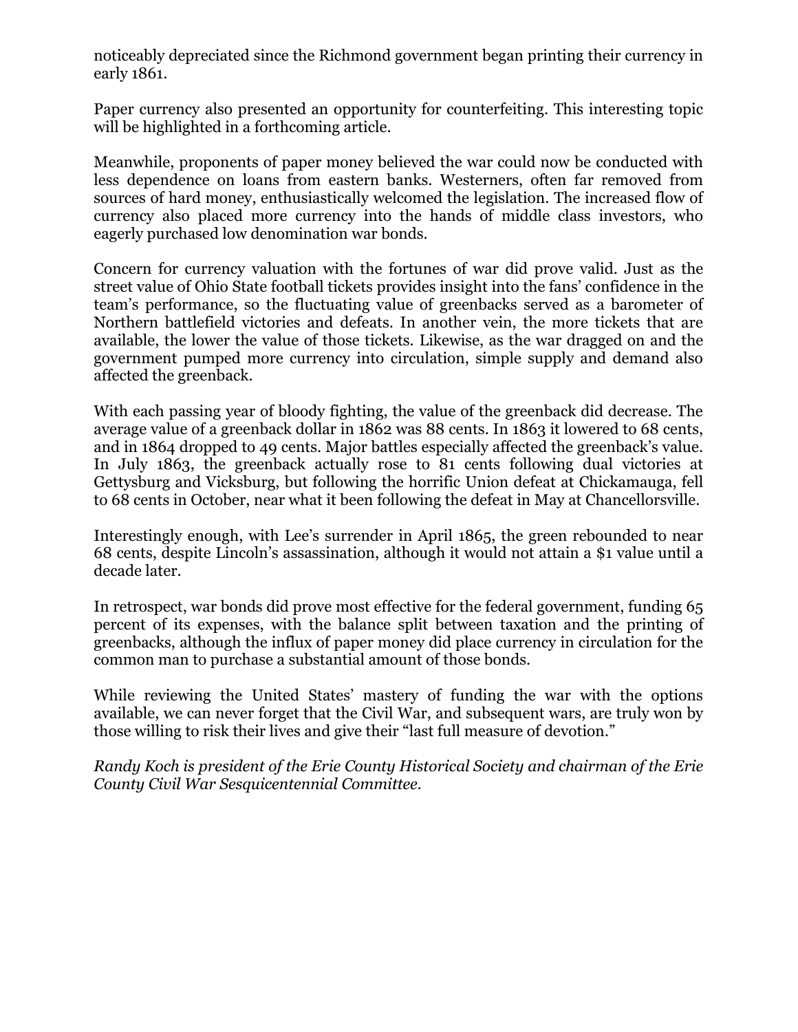noticeably depreciated since the Richmond government began printing their currency in early 1861.

Paper currency also presented an opportunity for counterfeiting. This interesting topic will be highlighted in a forthcoming article.

Meanwhile, proponents of paper money believed the war could now be conducted with less dependence on loans from eastern banks. Westerners, often far removed from sources of hard money, enthusiastically welcomed the legislation. The increased flow of currency also placed more currency into the hands of middle class investors, who eagerly purchased low denomination war bonds.

Concern for currency valuation with the fortunes of war did prove valid. Just as the street value of Ohio State football tickets provides insight into the fans' confidence in the team's performance, so the fluctuating value of greenbacks served as a barometer of Northern battlefield victories and defeats. In another vein, the more tickets that are available, the lower the value of those tickets. Likewise, as the war dragged on and the government pumped more currency into circulation, simple supply and demand also affected the greenback.

With each passing year of bloody fighting, the value of the greenback did decrease. The average value of a greenback dollar in 1862 was 88 cents. In 1863 it lowered to 68 cents, and in 1864 dropped to 49 cents. Major battles especially affected the greenback's value. In July 1863, the greenback actually rose to 81 cents following dual victories at Gettysburg and Vicksburg, but following the horrific Union defeat at Chickamauga, fell to 68 cents in October, near what it been following the defeat in May at Chancellorsville.

Interestingly enough, with Lee's surrender in April 1865, the green rebounded to near 68 cents, despite Lincoln's assassination, although it would not attain a $1 value until a decade later.

In retrospect, war bonds did prove most effective for the federal government, funding 65 percent of its expenses, with the balance split between taxation and the printing of greenbacks, although the influx of paper money did place currency in circulation for the common man to purchase a substantial amount of those bonds.

While reviewing the United States' mastery of funding the war with the options available, we can never forget that the Civil War, and subsequent wars, are truly won by those willing to risk their lives and give their "last full measure of devotion."

*Randy Koch is president of the Erie County Historical Society and chairman of the Erie County Civil War Sesquicentennial Committee.*